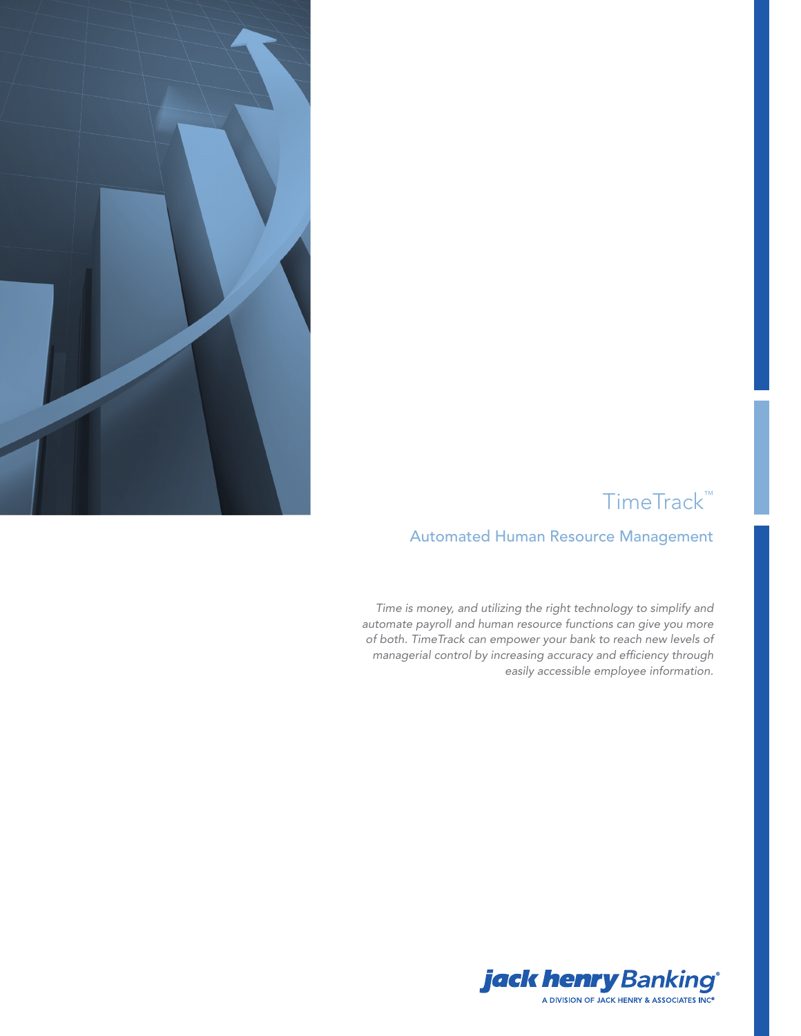# TimeTrack™

## Automated Human Resource Management

*Time is money, and utilizing the right technology to simplify and automate payroll and human resource functions can give you more of both. TimeTrack can empower your bank to reach new levels of managerial control by increasing accuracy and efficiency through easily accessible employee information.*

jack henry Banking®
A DIVISION OF JACK HENRY & ASSOCIATES INC®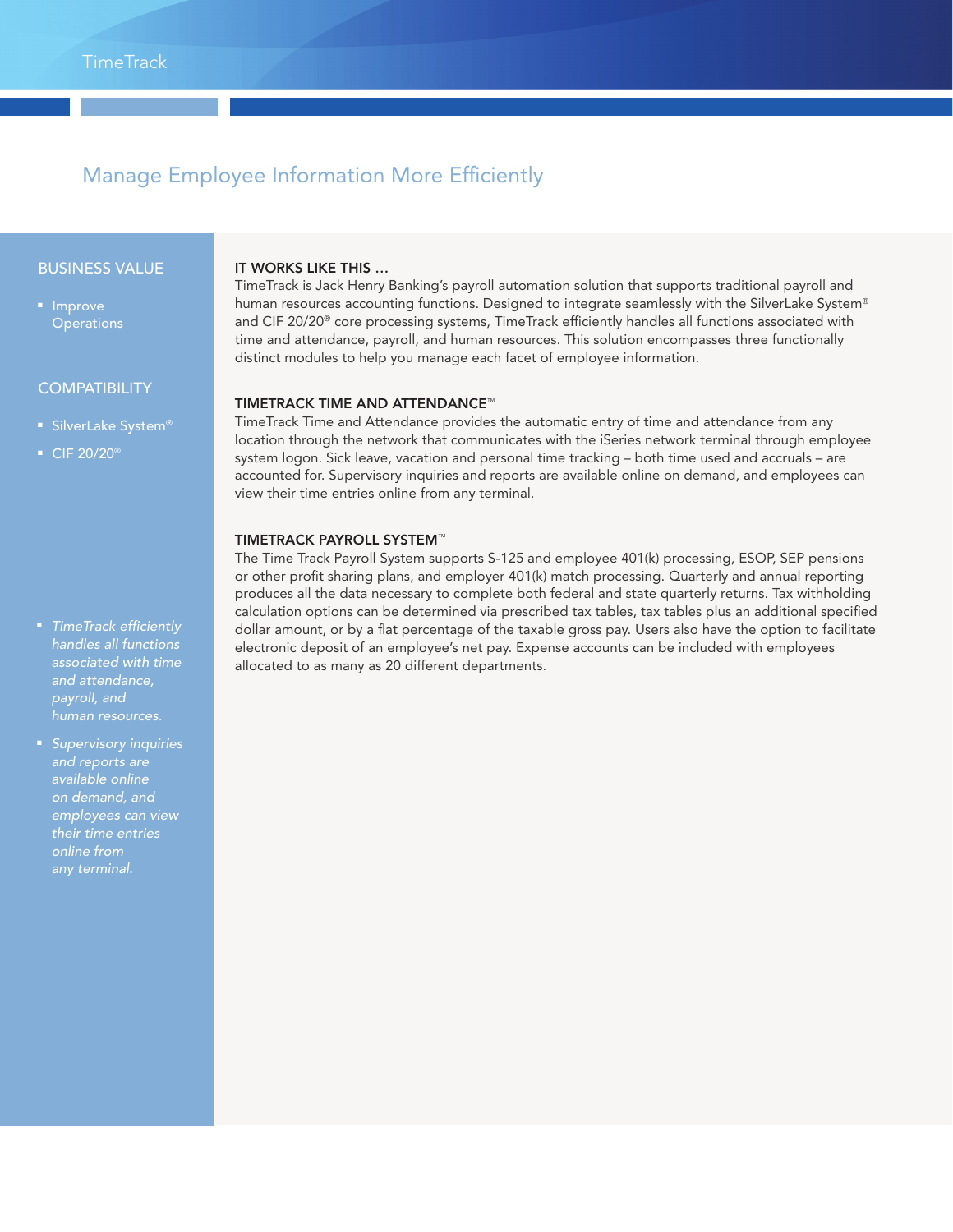# Manage Employee Information More Efficiently

## BUSINESS VALUE

- Improve Operations

## COMPATIBILITY

- SilverLake System®
- CIF 20/20®

- *TimeTrack efficiently handles all functions associated with time and attendance, payroll, and human resources.*
- *Supervisory inquiries and reports are available online on demand, and employees can view their time entries online from any terminal.*

### IT WORKS LIKE THIS …

TimeTrack is Jack Henry Banking's payroll automation solution that supports traditional payroll and human resources accounting functions. Designed to integrate seamlessly with the SilverLake System® and CIF 20/20® core processing systems, TimeTrack efficiently handles all functions associated with time and attendance, payroll, and human resources. This solution encompasses three functionally distinct modules to help you manage each facet of employee information.

### TIMETRACK TIME AND ATTENDANCE™

TimeTrack Time and Attendance provides the automatic entry of time and attendance from any location through the network that communicates with the iSeries network terminal through employee system logon. Sick leave, vacation and personal time tracking – both time used and accruals – are accounted for. Supervisory inquiries and reports are available online on demand, and employees can view their time entries online from any terminal.

### TIMETRACK PAYROLL SYSTEM™

The Time Track Payroll System supports S-125 and employee 401(k) processing, ESOP, SEP pensions or other profit sharing plans, and employer 401(k) match processing. Quarterly and annual reporting produces all the data necessary to complete both federal and state quarterly returns. Tax withholding calculation options can be determined via prescribed tax tables, tax tables plus an additional specified dollar amount, or by a flat percentage of the taxable gross pay. Users also have the option to facilitate electronic deposit of an employee's net pay. Expense accounts can be included with employees allocated to as many as 20 different departments.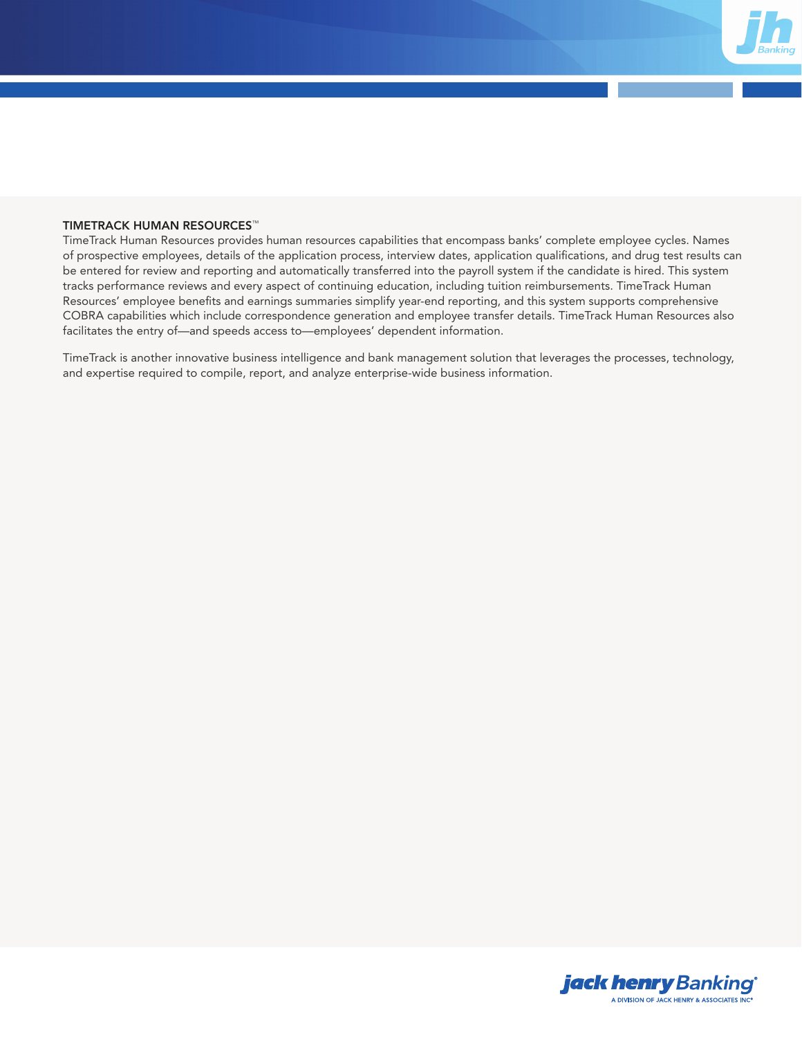### TIMETRACK HUMAN RESOURCES™

TimeTrack Human Resources provides human resources capabilities that encompass banks' complete employee cycles. Names of prospective employees, details of the application process, interview dates, application qualifications, and drug test results can be entered for review and reporting and automatically transferred into the payroll system if the candidate is hired. This system tracks performance reviews and every aspect of continuing education, including tuition reimbursements. TimeTrack Human Resources' employee benefits and earnings summaries simplify year-end reporting, and this system supports comprehensive COBRA capabilities which include correspondence generation and employee transfer details. TimeTrack Human Resources also facilitates the entry of—and speeds access to—employees' dependent information.

TimeTrack is another innovative business intelligence and bank management solution that leverages the processes, technology, and expertise required to compile, report, and analyze enterprise-wide business information.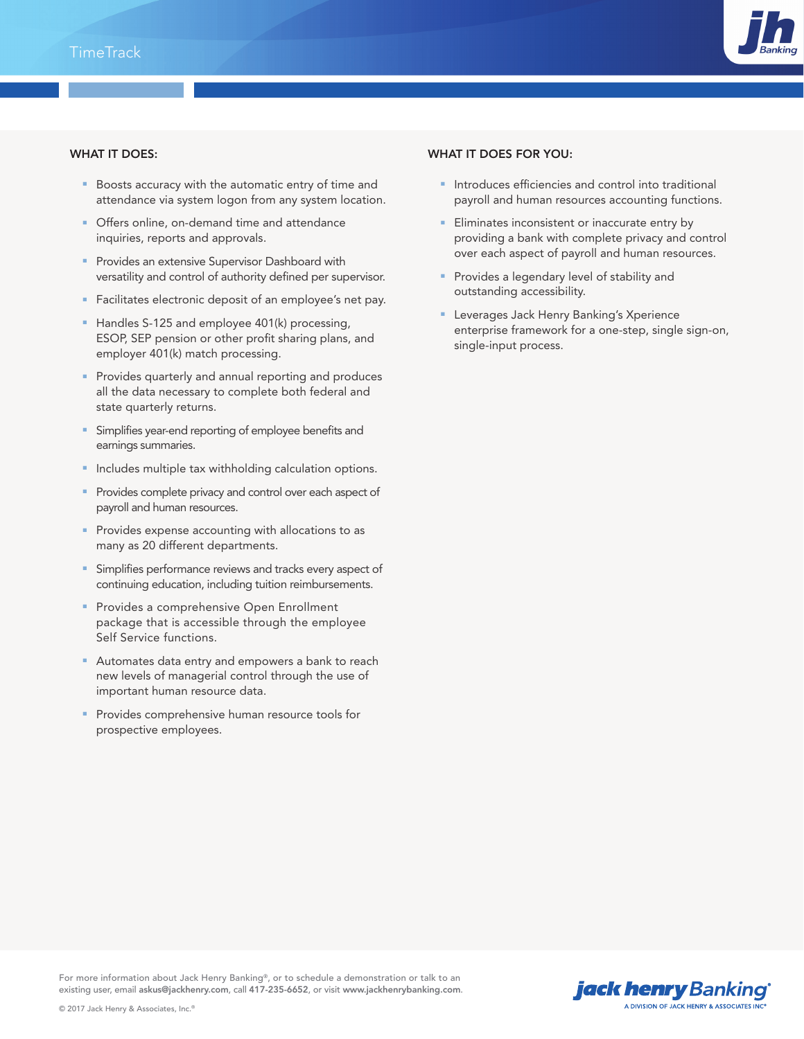## WHAT IT DOES:

- Boosts accuracy with the automatic entry of time and attendance via system logon from any system location.
- Offers online, on-demand time and attendance inquiries, reports and approvals.
- Provides an extensive Supervisor Dashboard with versatility and control of authority defined per supervisor.
- Facilitates electronic deposit of an employee's net pay.
- Handles S-125 and employee 401(k) processing, ESOP, SEP pension or other profit sharing plans, and employer 401(k) match processing.
- Provides quarterly and annual reporting and produces all the data necessary to complete both federal and state quarterly returns.
- Simplifies year-end reporting of employee benefits and earnings summaries.
- Includes multiple tax withholding calculation options.
- Provides complete privacy and control over each aspect of payroll and human resources.
- Provides expense accounting with allocations to as many as 20 different departments.
- Simplifies performance reviews and tracks every aspect of continuing education, including tuition reimbursements.
- Provides a comprehensive Open Enrollment package that is accessible through the employee Self Service functions.
- Automates data entry and empowers a bank to reach new levels of managerial control through the use of important human resource data.
- Provides comprehensive human resource tools for prospective employees.

## WHAT IT DOES FOR YOU:

- Introduces efficiencies and control into traditional payroll and human resources accounting functions.
- Eliminates inconsistent or inaccurate entry by providing a bank with complete privacy and control over each aspect of payroll and human resources.
- Provides a legendary level of stability and outstanding accessibility.
- Leverages Jack Henry Banking's Xperience enterprise framework for a one-step, single sign-on, single-input process.

For more information about Jack Henry Banking®, or to schedule a demonstration or talk to an existing user, email **askus@jackhenry.com**, call **417-235-6652**, or visit **www.jackhenrybanking.com**.

© 2017 Jack Henry & Associates, Inc.®